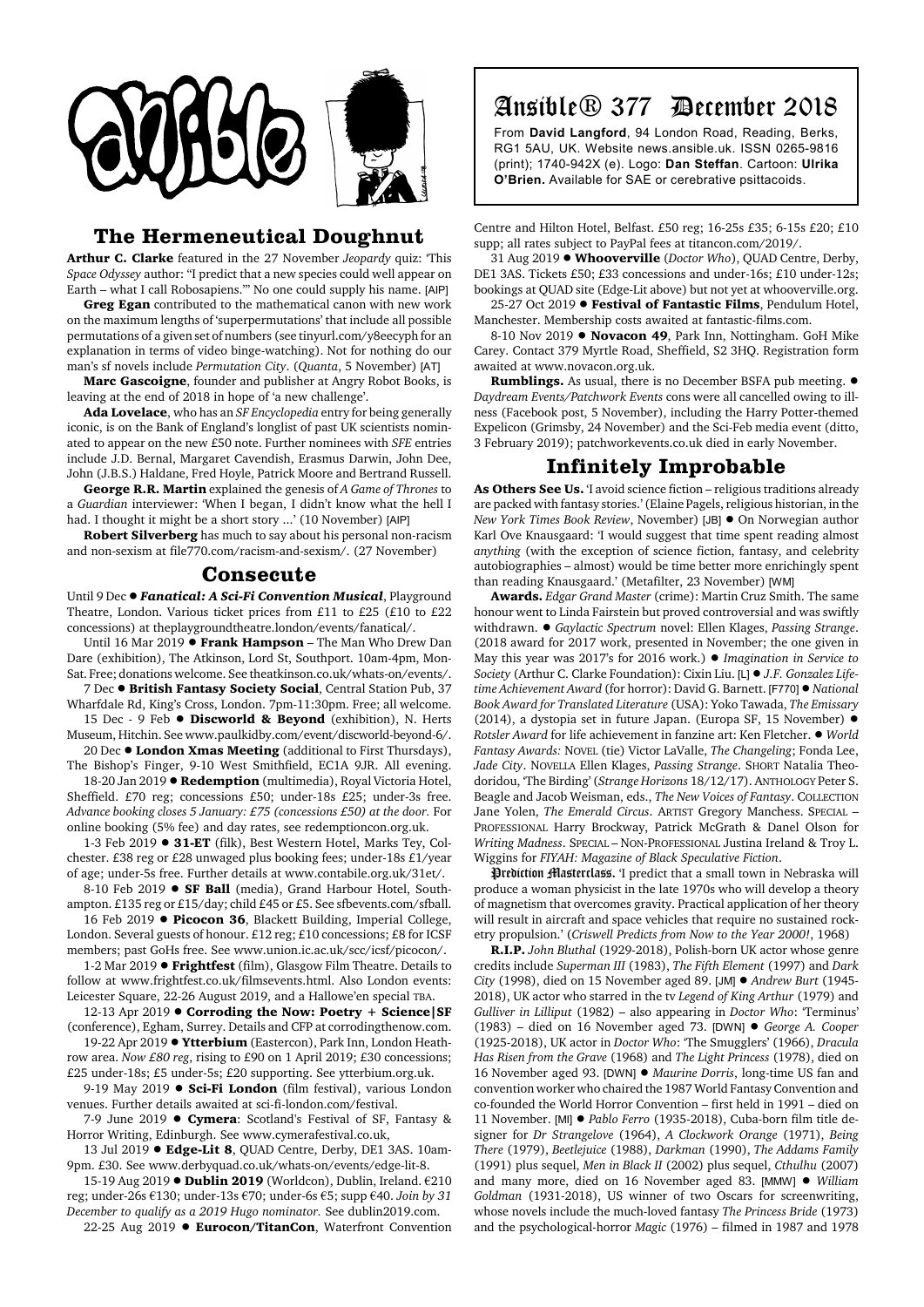# Ansible® 377 December 2018

From **David Langford**, 94 London Road, Reading, Berks, RG1 5AU, UK. Website news.ansible.uk. ISSN 0265-9816 (print); 1740-942X (e). Logo: **Dan Steffan**. Cartoon: **Ulrika O'Brien.** Available for SAE or cerebrative psittacoids.

## The Hermeneutical Doughnut

**Arthur C. Clarke** featured in the 27 November *Jeopardy* quiz: 'This *Space Odyssey* author: "I predict that a new species could well appear on Earth – what I call Robosapiens."' No one could supply his name. [AIP]

**Greg Egan** contributed to the mathematical canon with new work on the maximum lengths of 'superpermutations' that include all possible permutations of a given set of numbers (see tinyurl.com/y8eecyph for an explanation in terms of video binge-watching). Not for nothing do our man's sf novels include *Permutation City*. (*Quanta*, 5 November) [AT]

**Marc Gascoigne**, founder and publisher at Angry Robot Books, is leaving at the end of 2018 in hope of 'a new challenge'.

**Ada Lovelace**, who has an *SF Encyclopedia* entry for being generally iconic, is on the Bank of England's longlist of past UK scientists nominated to appear on the new £50 note. Further nominees with *SFE* entries include J.D. Bernal, Margaret Cavendish, Erasmus Darwin, John Dee, John (J.B.S.) Haldane, Fred Hoyle, Patrick Moore and Bertrand Russell.

**George R.R. Martin** explained the genesis of *A Game of Thrones* to a *Guardian* interviewer: 'When I began, I didn't know what the hell I had. I thought it might be a short story ...' (10 November) [AIP]

**Robert Silverberg** has much to say about his personal non-racism and non-sexism at file770.com/racism-and-sexism/. (27 November)

## Consecute

Until 9 Dec ● ***Fanatical: A Sci-Fi Convention Musical***, Playground Theatre, London. Various ticket prices from £11 to £25 (£10 to £22 concessions) at theplaygroundtheatre.london/events/fanatical/.

Until 16 Mar 2019 ● **Frank Hampson** – The Man Who Drew Dan Dare (exhibition), The Atkinson, Lord St, Southport. 10am-4pm, Mon-Sat. Free; donations welcome. See theatkinson.co.uk/whats-on/events/.

7 Dec ● **British Fantasy Society Social**, Central Station Pub, 37 Wharfdale Rd, King's Cross, London. 7pm-11:30pm. Free; all welcome.

15 Dec - 9 Feb ● **Discworld & Beyond** (exhibition), N. Herts Museum, Hitchin. See www.paulkidby.com/event/discworld-beyond-6/.

20 Dec ● **London Xmas Meeting** (additional to First Thursdays), The Bishop's Finger, 9-10 West Smithfield, EC1A 9JR. All evening.

18-20 Jan 2019 ● **Redemption** (multimedia), Royal Victoria Hotel, Sheffield. £70 reg; concessions £50; under-18s £25; under-3s free. *Advance booking closes 5 January: £75 (concessions £50) at the door.* For online booking (5% fee) and day rates, see redemptioncon.org.uk.

1-3 Feb 2019 ● **31-ET** (filk), Best Western Hotel, Marks Tey, Colchester. £38 reg or £28 unwaged plus booking fees; under-18s £1/year of age; under-5s free. Further details at www.contabile.org.uk/31et/.

8-10 Feb 2019 ● **SF Ball** (media), Grand Harbour Hotel, Southampton. £135 reg or £15/day; child £45 or £5. See sfbevents.com/sfball.

16 Feb 2019 ● **Picocon 36**, Blackett Building, Imperial College, London. Several guests of honour. £12 reg; £10 concessions; £8 for ICSF members; past GoHs free. See www.union.ic.ac.uk/scc/icsf/picocon/.

1-2 Mar 2019 ● **Frightfest** (film), Glasgow Film Theatre. Details to follow at www.frightfest.co.uk/filmsevents.html. Also London events: Leicester Square, 22-26 August 2019, and a Hallowe'en special TBA.

12-13 Apr 2019 ● **Corroding the Now: Poetry + Science|SF** (conference), Egham, Surrey. Details and CFP at corrodingthenow.com.

19-22 Apr 2019 ● **Ytterbium** (Eastercon), Park Inn, London Heathrow area. *Now £80 reg*, rising to £90 on 1 April 2019; £30 concessions; £25 under-18s; £5 under-5s; £20 supporting. See ytterbium.org.uk.

9-19 May 2019 ● **Sci-Fi London** (film festival), various London venues. Further details awaited at sci-fi-london.com/festival.

7-9 June 2019 ● **Cymera**: Scotland's Festival of SF, Fantasy & Horror Writing, Edinburgh. See www.cymerafestival.co.uk,

13 Jul 2019 ● **Edge-Lit 8**, QUAD Centre, Derby, DE1 3AS. 10am-9pm. £30. See www.derbyquad.co.uk/whats-on/events/edge-lit-8.

15-19 Aug 2019 ● **Dublin 2019** (Worldcon), Dublin, Ireland. €210 reg; under-26s €130; under-13s €70; under-6s €5; supp €40. *Join by 31 December to qualify as a 2019 Hugo nominator.* See dublin2019.com.

22-25 Aug 2019 ● **Eurocon/TitanCon**, Waterfront Convention Centre and Hilton Hotel, Belfast. £50 reg; 16-25s £35; 6-15s £20; £10 supp; all rates subject to PayPal fees at titancon.com/2019/.

31 Aug 2019 ● **Whooverville** (*Doctor Who*), QUAD Centre, Derby, DE1 3AS. Tickets £50; £33 concessions and under-16s; £10 under-12s; bookings at QUAD site (Edge-Lit above) but not yet at whooverville.org.

25-27 Oct 2019 ● **Festival of Fantastic Films**, Pendulum Hotel, Manchester. Membership costs awaited at fantastic-films.com.

8-10 Nov 2019 ● **Novacon 49**, Park Inn, Nottingham. GoH Mike Carey. Contact 379 Myrtle Road, Sheffield, S2 3HQ. Registration form awaited at www.novacon.org.uk.

**Rumblings.** As usual, there is no December BSFA pub meeting. ● *Daydream Events/Patchwork Events* cons were all cancelled owing to illness (Facebook post, 5 November), including the Harry Potter-themed Expelicon (Grimsby, 24 November) and the Sci-Feb media event (ditto, 3 February 2019); patchworkevents.co.uk died in early November.

## Infinitely Improbable

**As Others See Us.** 'I avoid science fiction – religious traditions already are packed with fantasy stories.' (Elaine Pagels, religious historian, in the *New York Times Book Review*, November) [JB] ● On Norwegian author Karl Ove Knausgaard: 'I would suggest that time spent reading almost *anything* (with the exception of science fiction, fantasy, and celebrity autobiographies – almost) would be time better more enrichingly spent than reading Knausgaard.' (Metafilter, 23 November) [WM]

**Awards.** *Edgar Grand Master* (crime): Martin Cruz Smith. The same honour went to Linda Fairstein but proved controversial and was swiftly withdrawn. ● *Gaylactic Spectrum* novel: Ellen Klages, *Passing Strange*. (2018 award for 2017 work, presented in November; the one given in May this year was 2017's for 2016 work.) ● *Imagination in Service to Society* (Arthur C. Clarke Foundation): Cixin Liu. [L] ● *J.F. Gonzalez Lifetime Achievement Award* (for horror): David G. Barnett. [F770] ● *National Book Award for Translated Literature* (USA): Yoko Tawada, *The Emissary* (2014), a dystopia set in future Japan. (Europa SF, 15 November) ● *Rotsler Award* for life achievement in fanzine art: Ken Fletcher. ● *World Fantasy Awards:* NOVEL (tie) Victor LaValle, *The Changeling*; Fonda Lee, *Jade City*. NOVELLA Ellen Klages, *Passing Strange*. SHORT Natalia Theodoridou, 'The Birding' (*Strange Horizons* 18/12/17). ANTHOLOGY Peter S. Beagle and Jacob Weisman, eds., *The New Voices of Fantasy*. COLLECTION Jane Yolen, *The Emerald Circus*. ARTIST Gregory Manchess. SPECIAL – PROFESSIONAL Harry Brockway, Patrick McGrath & Danel Olson for *Writing Madness*. SPECIAL – NON-PROFESSIONAL Justina Ireland & Troy L. Wiggins for *FIYAH: Magazine of Black Speculative Fiction*.

**Prediction Masterclass.** 'I predict that a small town in Nebraska will produce a woman physicist in the late 1970s who will develop a theory of magnetism that overcomes gravity. Practical application of her theory will result in aircraft and space vehicles that require no sustained rocketry propulsion.' (*Criswell Predicts from Now to the Year 2000!*, 1968)

**R.I.P.** *John Bluthal* (1929-2018), Polish-born UK actor whose genre credits include *Superman III* (1983), *The Fifth Element* (1997) and *Dark City* (1998), died on 15 November aged 89. [JM] ● *Andrew Burt* (1945-2018), UK actor who starred in the tv *Legend of King Arthur* (1979) and *Gulliver in Lilliput* (1982) – also appearing in *Doctor Who*: 'Terminus' (1983) – died on 16 November aged 73. [DWN] ● *George A. Cooper* (1925-2018), UK actor in *Doctor Who*: 'The Smugglers' (1966), *Dracula Has Risen from the Grave* (1968) and *The Light Princess* (1978), died on 16 November aged 93. [DWN] ● *Maurine Dorris*, long-time US fan and convention worker who chaired the 1987 World Fantasy Convention and co-founded the World Horror Convention – first held in 1991 – died on 11 November. [MI] ● *Pablo Ferro* (1935-2018), Cuba-born film title designer for *Dr Strangelove* (1964), *A Clockwork Orange* (1971), *Being There* (1979), *Beetlejuice* (1988), *Darkman* (1990), *The Addams Family* (1991) plus sequel, *Men in Black II* (2002) plus sequel, *Cthulhu* (2007) and many more, died on 16 November aged 83. [MMW] ● *William Goldman* (1931-2018), US winner of two Oscars for screenwriting, whose novels include the much-loved fantasy *The Princess Bride* (1973) and the psychological-horror *Magic* (1976) – filmed in 1987 and 1978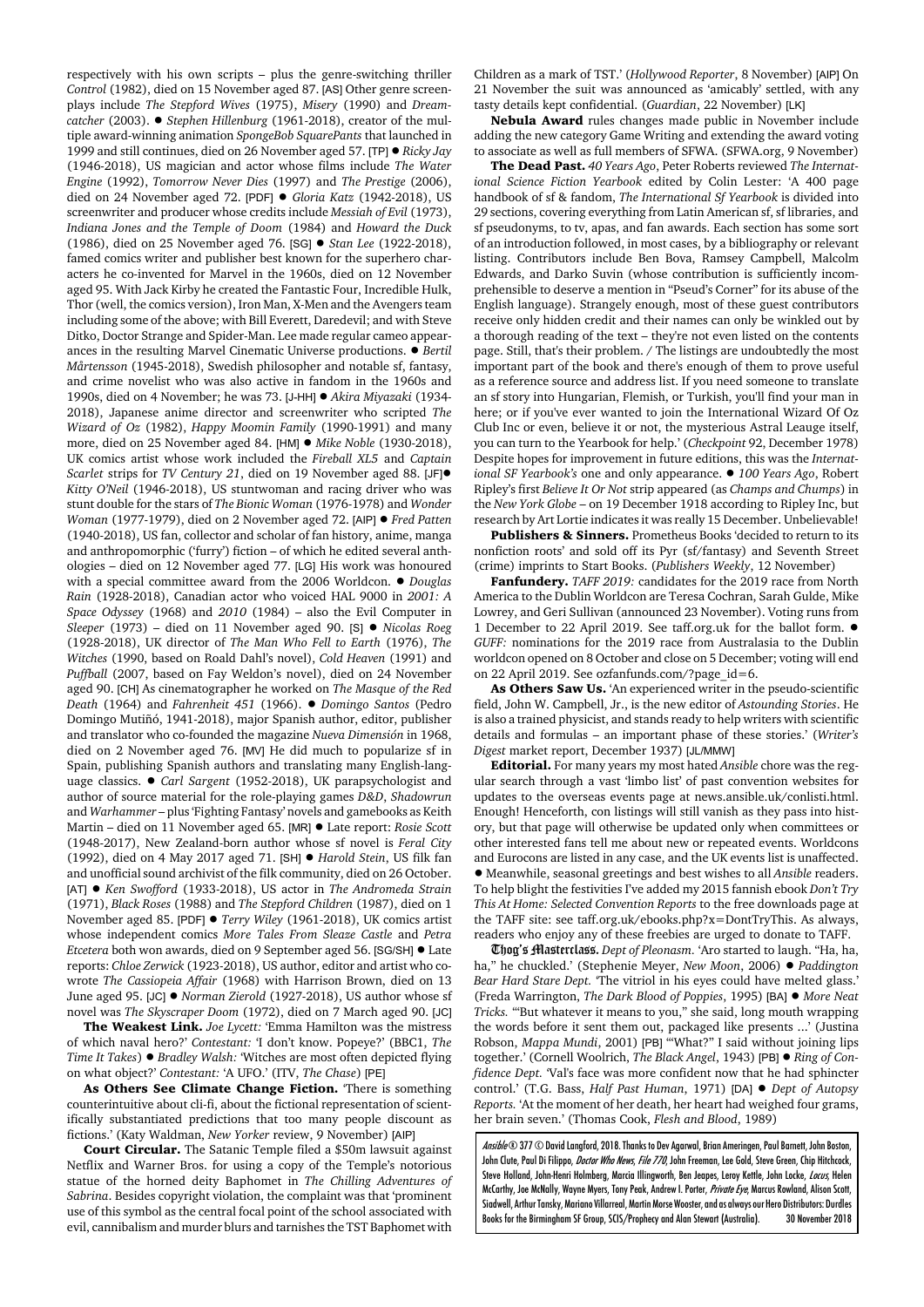respectively with his own scripts – plus the genre-switching thriller *Control* (1982), died on 15 November aged 87. [AS] Other genre screenplays include *The Stepford Wives* (1975), *Misery* (1990) and *Dreamcatcher* (2003). ● *Stephen Hillenburg* (1961-2018), creator of the multiple award-winning animation *SpongeBob SquarePants* that launched in 1999 and still continues, died on 26 November aged 57. [TP] ● *Ricky Jay* (1946-2018), US magician and actor whose films include *The Water Engine* (1992), *Tomorrow Never Dies* (1997) and *The Prestige* (2006), died on 24 November aged 72. [PDF] ● *Gloria Katz* (1942-2018), US screenwriter and producer whose credits include *Messiah of Evil* (1973), *Indiana Jones and the Temple of Doom* (1984) and *Howard the Duck* (1986), died on 25 November aged 76. [SG] ● *Stan Lee* (1922-2018), famed comics writer and publisher best known for the superhero characters he co-invented for Marvel in the 1960s, died on 12 November aged 95. With Jack Kirby he created the Fantastic Four, Incredible Hulk, Thor (well, the comics version), Iron Man, X-Men and the Avengers team including some of the above; with Bill Everett, Daredevil; and with Steve Ditko, Doctor Strange and Spider-Man. Lee made regular cameo appearances in the resulting Marvel Cinematic Universe productions. ● *Bertil Mårtensson* (1945-2018), Swedish philosopher and notable sf, fantasy, and crime novelist who was also active in fandom in the 1960s and 1990s, died on 4 November; he was 73. [J-HH] ● *Akira Miyazaki* (1934-2018), Japanese anime director and screenwriter who scripted *The Wizard of Oz* (1982), *Happy Moomin Family* (1990-1991) and many more, died on 25 November aged 84. [HM] ● *Mike Noble* (1930-2018), UK comics artist whose work included the *Fireball XL5* and *Captain Scarlet* strips for *TV Century 21*, died on 19 November aged 88. [JF] ● *Kitty O'Neil* (1946-2018), US stuntwoman and racing driver who was stunt double for the stars of *The Bionic Woman* (1976-1978) and *Wonder Woman* (1977-1979), died on 2 November aged 72. [AIP] ● *Fred Patten* (1940-2018), US fan, collector and scholar of fan history, anime, manga and anthropomorphic ('furry') fiction – of which he edited several anthologies – died on 12 November aged 77. [LG] His work was honoured with a special committee award from the 2006 Worldcon. ● *Douglas Rain* (1928-2018), Canadian actor who voiced HAL 9000 in *2001: A Space Odyssey* (1968) and *2010* (1984) – also the Evil Computer in *Sleeper* (1973) – died on 11 November aged 90. [S] ● *Nicolas Roeg* (1928-2018), UK director of *The Man Who Fell to Earth* (1976), *The Witches* (1990, based on Roald Dahl's novel), *Cold Heaven* (1991) and *Puffball* (2007, based on Fay Weldon's novel), died on 24 November aged 90. [CH] As cinematographer he worked on *The Masque of the Red Death* (1964) and *Fahrenheit 451* (1966). ● *Domingo Santos* (Pedro Domingo Mutiñó, 1941-2018), major Spanish author, editor, publisher and translator who co-founded the magazine *Nueva Dimensión* in 1968, died on 2 November aged 76. [MV] He did much to popularize sf in Spain, publishing Spanish authors and translating many English-language classics. ● *Carl Sargent* (1952-2018), UK parapsychologist and author of source material for the role-playing games *D&D*, *Shadowrun* and *Warhammer* – plus 'Fighting Fantasy' novels and gamebooks as Keith Martin – died on 11 November aged 65. [MR] ● Late report: *Rosie Scott* (1948-2017), New Zealand-born author whose sf novel is *Feral City* (1992), died on 4 May 2017 aged 71. [SH] ● *Harold Stein*, US filk fan and unofficial sound archivist of the filk community, died on 26 October. [AT] ● *Ken Swofford* (1933-2018), US actor in *The Andromeda Strain* (1971), *Black Roses* (1988) and *The Stepford Children* (1987), died on 1 November aged 85. [PDF] ● *Terry Wiley* (1961-2018), UK comics artist whose independent comics *More Tales From Sleaze Castle* and *Petra Etcetera* both won awards, died on 9 September aged 56. [SG/SH] ● Late reports: *Chloe Zerwick* (1923-2018), US author, editor and artist who co-wrote *The Cassiopeia Affair* (1968) with Harrison Brown, died on 13 June aged 95. [JC] ● *Norman Zierold* (1927-2018), US author whose sf novel was *The Skyscraper Doom* (1972), died on 7 March aged 90. [JC]

**The Weakest Link.** *Joe Lycett:* 'Emma Hamilton was the mistress of which naval hero?' *Contestant:* 'I don't know. Popeye?' (BBC1, *The Time It Takes*) ● *Bradley Walsh:* 'Witches are most often depicted flying on what object?' *Contestant:* 'A UFO.' (ITV, *The Chase*) [PE]

**As Others See Climate Change Fiction.** 'There is something counterintuitive about cli-fi, about the fictional representation of scientifically substantiated predictions that too many people discount as fictions.' (Katy Waldman, *New Yorker* review, 9 November) [AIP]

**Court Circular.** The Satanic Temple filed a $50m lawsuit against Netflix and Warner Bros. for using a copy of the Temple's notorious statue of the horned deity Baphomet in *The Chilling Adventures of Sabrina*. Besides copyright violation, the complaint was that 'prominent use of this symbol as the central focal point of the school associated with evil, cannibalism and murder blurs and tarnishes the TST Baphomet with Children as a mark of TST.' (*Hollywood Reporter*, 8 November) [AIP] On 21 November the suit was announced as 'amicably' settled, with any tasty details kept confidential. (*Guardian*, 22 November) [LK]

**Nebula Award** rules changes made public in November include adding the new category Game Writing and extending the award voting to associate as well as full members of SFWA. (SFWA.org, 9 November)

**The Dead Past.** *40 Years Ago*, Peter Roberts reviewed *The International Science Fiction Yearbook* edited by Colin Lester: 'A 400 page handbook of sf & fandom, *The International Sf Yearbook* is divided into 29 sections, covering everything from Latin American sf, sf libraries, and sf pseudonyms, to tv, apas, and fan awards. Each section has some sort of an introduction followed, in most cases, by a bibliography or relevant listing. Contributors include Ben Bova, Ramsey Campbell, Malcolm Edwards, and Darko Suvin (whose contribution is sufficiently incomprehensible to deserve a mention in "Pseud's Corner" for its abuse of the English language). Strangely enough, most of these guest contributors receive only hidden credit and their names can only be winkled out by a thorough reading of the text – they're not even listed on the contents page. Still, that's their problem. / The listings are undoubtedly the most important part of the book and there's enough of them to prove useful as a reference source and address list. If you need someone to translate an sf story into Hungarian, Flemish, or Turkish, you'll find your man in here; or if you've ever wanted to join the International Wizard Of Oz Club Inc or even, believe it or not, the mysterious Astral Leauge itself, you can turn to the Yearbook for help.' (*Checkpoint* 92, December 1978) Despite hopes for improvement in future editions, this was the *International SF Yearbook's* one and only appearance. ● *100 Years Ago*, Robert Ripley's first *Believe It Or Not* strip appeared (as *Champs and Chumps*) in the *New York Globe* – on 19 December 1918 according to Ripley Inc, but research by Art Lortie indicates it was really 15 December. Unbelievable!

**Publishers & Sinners.** Prometheus Books 'decided to return to its nonfiction roots' and sold off its Pyr (sf/fantasy) and Seventh Street (crime) imprints to Start Books. (*Publishers Weekly*, 12 November)

**Fanfundery.** *TAFF 2019:* candidates for the 2019 race from North America to the Dublin Worldcon are Teresa Cochran, Sarah Gulde, Mike Lowrey, and Geri Sullivan (announced 23 November). Voting runs from 1 December to 22 April 2019. See taff.org.uk for the ballot form. ● *GUFF:* nominations for the 2019 race from Australasia to the Dublin worldcon opened on 8 October and close on 5 December; voting will end on 22 April 2019. See ozfanfunds.com/?page_id=6.

**As Others Saw Us.** 'An experienced writer in the pseudo-scientific field, John W. Campbell, Jr., is the new editor of *Astounding Stories*. He is also a trained physicist, and stands ready to help writers with scientific details and formulas – an important phase of these stories.' (*Writer's Digest* market report, December 1937) [JL/MMW]

**Editorial.** For many years my most hated *Ansible* chore was the regular search through a vast 'limbo list' of past convention websites for updates to the overseas events page at news.ansible.uk/conlisti.html. Enough! Henceforth, con listings will still vanish as they pass into history, but that page will otherwise be updated only when committees or other interested fans tell me about new or repeated events. Worldcons and Eurocons are listed in any case, and the UK events list is unaffected. ● Meanwhile, seasonal greetings and best wishes to all *Ansible* readers. To help blight the festivities I've added my 2015 fannish ebook *Don't Try This At Home: Selected Convention Reports* to the free downloads page at the TAFF site: see taff.org.uk/ebooks.php?x=DontTryThis. As always, readers who enjoy any of these freebies are urged to donate to TAFF.

**Thog's Masterclass.** *Dept of Pleonasm.* 'Aro started to laugh. "Ha, ha, ha," he chuckled.' (Stephenie Meyer, *New Moon*, 2006) ● *Paddington Bear Hard Stare Dept.* 'The vitriol in his eyes could have melted glass.' (Freda Warrington, *The Dark Blood of Poppies*, 1995) [BA] ● *More Neat Tricks.* '"But whatever it means to you," she said, long mouth wrapping the words before it sent them out, packaged like presents ...' (Justina Robson, *Mappa Mundi*, 2001) [PB] '"What?" I said without joining lips together.' (Cornell Woolrich, *The Black Angel*, 1943) [PB] ● *Ring of Confidence Dept.* 'Val's face was more confident now that he had sphincter control.' (T.G. Bass, *Half Past Human*, 1971) [DA] ● *Dept of Autopsy Reports.* 'At the moment of her death, her heart had weighed four grams, her brain seven.' (Thomas Cook, *Flesh and Blood*, 1989)

*Ansible*® 377 © David Langford, 2018. Thanks to Dev Agarwal, Brian Ameringen, Paul Barnett, John Boston, John Clute, Paul Di Filippo, *Doctor Who News*, *File 770*, John Freeman, Lee Gold, Steve Green, Chip Hitchcock, Steve Holland, John-Henri Holmberg, Marcia Illingworth, Ben Jeapes, Leroy Kettle, John Locke, *Locus*, Helen McCarthy, Joe McNally, Wayne Myers, Tony Peak, Andrew I. Porter, *Private Eye*, Marcus Rowland, Alison Scott, Siadwell, Arthur Tansky, Mariano Villarreal, Martin Morse Wooster, and as always our Hero Distributors: Durdles Books for the Birmingham SF Group, SCIS/Prophecy and Alan Stewart (Australia). 30 November 2018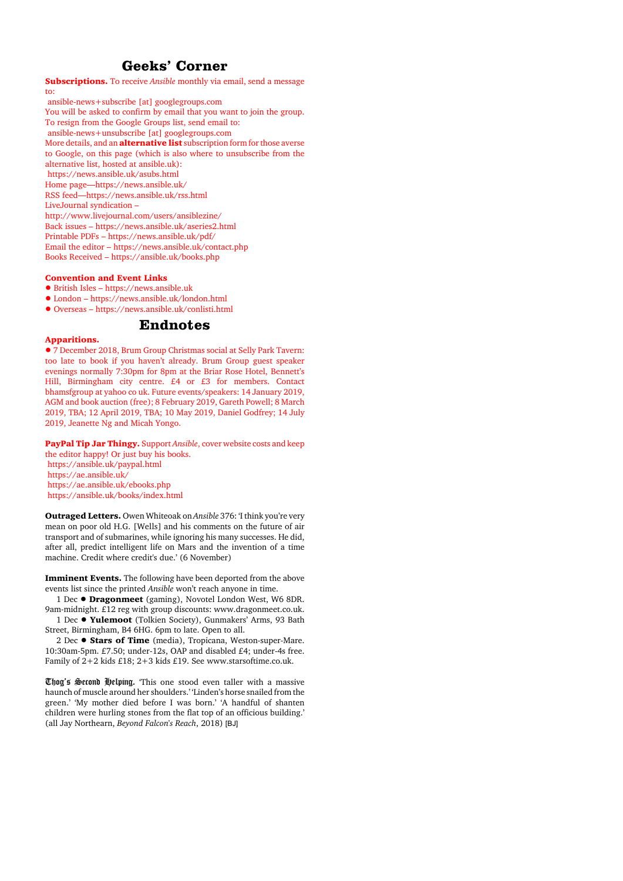# Geeks' Corner

**Subscriptions.** To receive *Ansible* monthly via email, send a message to:

ansible-news+subscribe [at] googlegroups.com

You will be asked to confirm by email that you want to join the group. To resign from the Google Groups list, send email to:

ansible-news+unsubscribe [at] googlegroups.com

More details, and an **alternative list** subscription form for those averse to Google, on this page (which is also where to unsubscribe from the alternative list, hosted at ansible.uk):

https://news.ansible.uk/asubs.html

Home page—https://news.ansible.uk/

RSS feed—https://news.ansible.uk/rss.html

LiveJournal syndication –

http://www.livejournal.com/users/ansiblezine/

Back issues – https://news.ansible.uk/aseries2.html

Printable PDFs – https://news.ansible.uk/pdf/

Email the editor – https://news.ansible.uk/contact.php

Books Received – https://ansible.uk/books.php

**Convention and Event Links**

- British Isles – https://news.ansible.uk
- London – https://news.ansible.uk/london.html
- Overseas – https://news.ansible.uk/conlisti.html

# Endnotes

**Apparitions.**

- 7 December 2018, Brum Group Christmas social at Selly Park Tavern: too late to book if you haven't already. Brum Group guest speaker evenings normally 7:30pm for 8pm at the Briar Rose Hotel, Bennett's Hill, Birmingham city centre. £4 or £3 for members. Contact bhamsfgroup at yahoo co uk. Future events/speakers: 14 January 2019, AGM and book auction (free); 8 February 2019, Gareth Powell; 8 March 2019, TBA; 12 April 2019, TBA; 10 May 2019, Daniel Godfrey; 14 July 2019, Jeanette Ng and Micah Yongo.

**PayPal Tip Jar Thingy.** Support *Ansible*, cover website costs and keep the editor happy! Or just buy his books.

https://ansible.uk/paypal.html

https://ae.ansible.uk/

https://ae.ansible.uk/ebooks.php

https://ansible.uk/books/index.html

**Outraged Letters.** Owen Whiteoak on *Ansible* 376: 'I think you're very mean on poor old H.G. [Wells] and his comments on the future of air transport and of submarines, while ignoring his many successes. He did, after all, predict intelligent life on Mars and the invention of a time machine. Credit where credit's due.' (6 November)

**Imminent Events.** The following have been deported from the above events list since the printed *Ansible* won't reach anyone in time.

1 Dec • **Dragonmeet** (gaming), Novotel London West, W6 8DR. 9am-midnight. £12 reg with group discounts: www.dragonmeet.co.uk.

1 Dec • **Yulemoot** (Tolkien Society), Gunmakers' Arms, 93 Bath Street, Birmingham, B4 6HG. 6pm to late. Open to all.

2 Dec • **Stars of Time** (media), Tropicana, Weston-super-Mare. 10:30am-5pm. £7.50; under-12s, OAP and disabled £4; under-4s free. Family of 2+2 kids £18; 2+3 kids £19. See www.starsoftime.co.uk.

**Thog's Second Helping.** 'This one stood even taller with a massive haunch of muscle around her shoulders.' 'Linden's horse snailed from the green.' 'My mother died before I was born.' 'A handful of shanten children were hurling stones from the flat top of an officious building.' (all Jay Northearn, *Beyond Falcon's Reach*, 2018) [BJ]